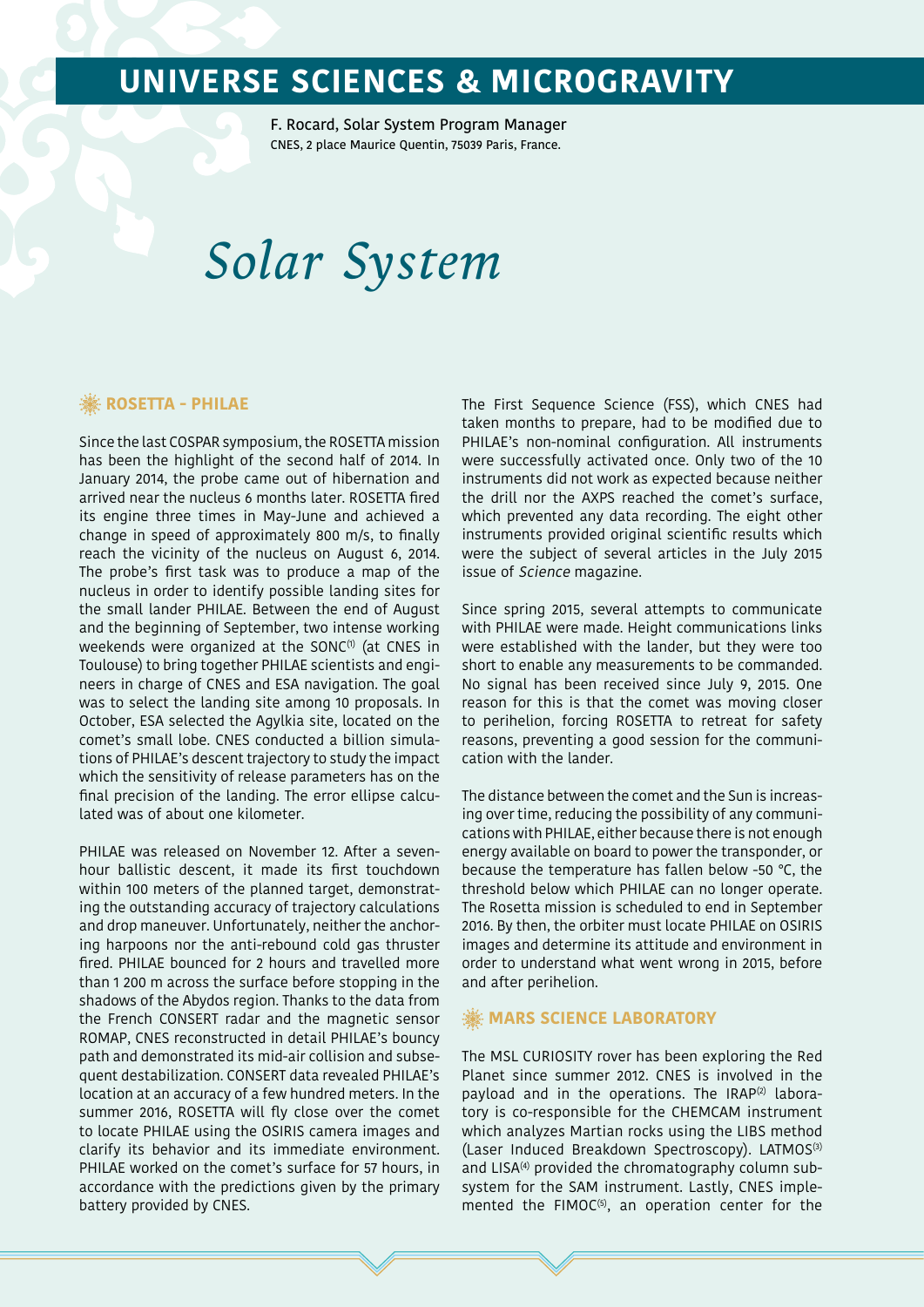# UNIVERSE SCIENCES & MICROGRAVITY

F. Rocard, Solar System Program Manager
CNES, 2 place Maurice Quentin, 75039 Paris, France.

# *Solar System*

## ROSETTA - PHILAE

Since the last COSPAR symposium, the ROSETTA mission has been the highlight of the second half of 2014. In January 2014, the probe came out of hibernation and arrived near the nucleus 6 months later. ROSETTA fired its engine three times in May-June and achieved a change in speed of approximately 800 m/s, to finally reach the vicinity of the nucleus on August 6, 2014. The probe's first task was to produce a map of the nucleus in order to identify possible landing sites for the small lander PHILAE. Between the end of August and the beginning of September, two intense working weekends were organized at the SONC[1] (at CNES in Toulouse) to bring together PHILAE scientists and engineers in charge of CNES and ESA navigation. The goal was to select the landing site among 10 proposals. In October, ESA selected the Agylkia site, located on the comet's small lobe. CNES conducted a billion simulations of PHILAE's descent trajectory to study the impact which the sensitivity of release parameters has on the final precision of the landing. The error ellipse calculated was of about one kilometer.

PHILAE was released on November 12. After a seven-hour ballistic descent, it made its first touchdown within 100 meters of the planned target, demonstrating the outstanding accuracy of trajectory calculations and drop maneuver. Unfortunately, neither the anchoring harpoons nor the anti-rebound cold gas thruster fired. PHILAE bounced for 2 hours and travelled more than 1 200 m across the surface before stopping in the shadows of the Abydos region. Thanks to the data from the French CONSERT radar and the magnetic sensor ROMAP, CNES reconstructed in detail PHILAE's bouncy path and demonstrated its mid-air collision and subsequent destabilization. CONSERT data revealed PHILAE's location at an accuracy of a few hundred meters. In the summer 2016, ROSETTA will fly close over the comet to locate PHILAE using the OSIRIS camera images and clarify its behavior and its immediate environment. PHILAE worked on the comet's surface for 57 hours, in accordance with the predictions given by the primary battery provided by CNES.

The First Sequence Science (FSS), which CNES had taken months to prepare, had to be modified due to PHILAE's non-nominal configuration. All instruments were successfully activated once. Only two of the 10 instruments did not work as expected because neither the drill nor the AXPS reached the comet's surface, which prevented any data recording. The eight other instruments provided original scientific results which were the subject of several articles in the July 2015 issue of *Science* magazine.

Since spring 2015, several attempts to communicate with PHILAE were made. Height communications links were established with the lander, but they were too short to enable any measurements to be commanded. No signal has been received since July 9, 2015. One reason for this is that the comet was moving closer to perihelion, forcing ROSETTA to retreat for safety reasons, preventing a good session for the communication with the lander.

The distance between the comet and the Sun is increasing over time, reducing the possibility of any communications with PHILAE, either because there is not enough energy available on board to power the transponder, or because the temperature has fallen below -50 °C, the threshold below which PHILAE can no longer operate. The Rosetta mission is scheduled to end in September 2016. By then, the orbiter must locate PHILAE on OSIRIS images and determine its attitude and environment in order to understand what went wrong in 2015, before and after perihelion.

## MARS SCIENCE LABORATORY

The MSL CURIOSITY rover has been exploring the Red Planet since summer 2012. CNES is involved in the payload and in the operations. The IRAP[2] laboratory is co-responsible for the CHEMCAM instrument which analyzes Martian rocks using the LIBS method (Laser Induced Breakdown Spectroscopy). LATMOS[3] and LISA[4] provided the chromatography column subsystem for the SAM instrument. Lastly, CNES implemented the FIMOC[5], an operation center for the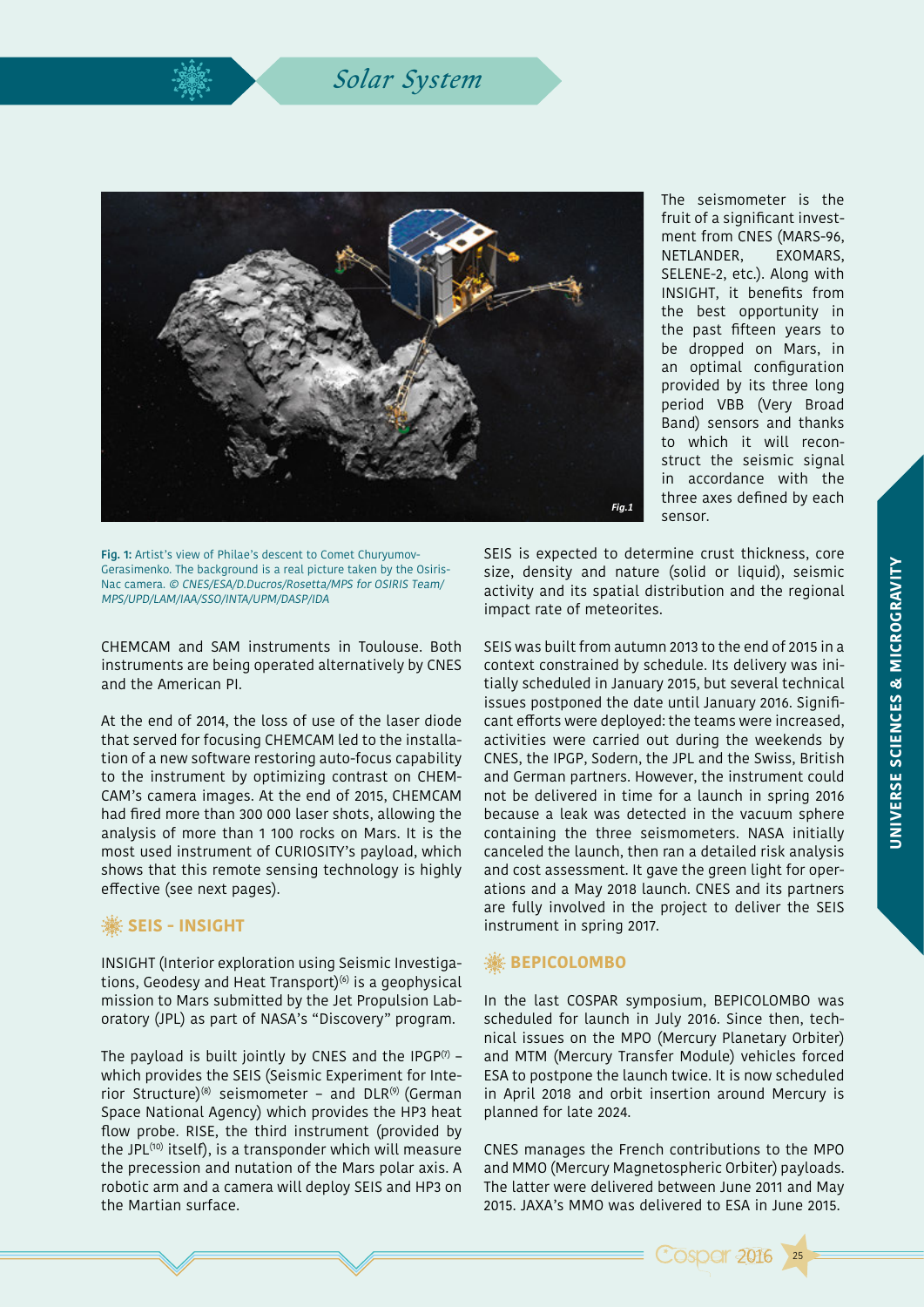The seismometer is the fruit of a significant investment from CNES (MARS-96, NETLANDER, EXOMARS, SELENE-2, etc.). Along with INSIGHT, it benefits from the best opportunity in the past fifteen years to be dropped on Mars, in an optimal configuration provided by its three long period VBB (Very Broad Band) sensors and thanks to which it will reconstruct the seismic signal in accordance with the three axes defined by each sensor.

**Fig. 1:** Artist's view of Philae's descent to Comet Churyumov-Gerasimenko. The background is a real picture taken by the Osiris-Nac camera. *© CNES/ESA/D.Ducros/Rosetta/MPS for OSIRIS Team/MPS/UPD/LAM/IAA/SSO/INTA/UPM/DASP/IDA*

CHEMCAM and SAM instruments in Toulouse. Both instruments are being operated alternatively by CNES and the American PI.

At the end of 2014, the loss of use of the laser diode that served for focusing CHEMCAM led to the installation of a new software restoring auto-focus capability to the instrument by optimizing contrast on CHEMCAM's camera images. At the end of 2015, CHEMCAM had fired more than 300 000 laser shots, allowing the analysis of more than 1 100 rocks on Mars. It is the most used instrument of CURIOSITY's payload, which shows that this remote sensing technology is highly effective (see next pages).

## SEIS - INSIGHT

INSIGHT (Interior exploration using Seismic Investigations, Geodesy and Heat Transport)[6] is a geophysical mission to Mars submitted by the Jet Propulsion Laboratory (JPL) as part of NASA's "Discovery" program.

The payload is built jointly by CNES and the IPGP[7] – which provides the SEIS (Seismic Experiment for Interior Structure)[8] seismometer – and DLR[9] (German Space National Agency) which provides the HP3 heat flow probe. RISE, the third instrument (provided by the JPL[10] itself), is a transponder which will measure the precession and nutation of the Mars polar axis. A robotic arm and a camera will deploy SEIS and HP3 on the Martian surface.

SEIS is expected to determine crust thickness, core size, density and nature (solid or liquid), seismic activity and its spatial distribution and the regional impact rate of meteorites.

SEIS was built from autumn 2013 to the end of 2015 in a context constrained by schedule. Its delivery was initially scheduled in January 2015, but several technical issues postponed the date until January 2016. Significant efforts were deployed: the teams were increased, activities were carried out during the weekends by CNES, the IPGP, Sodern, the JPL and the Swiss, British and German partners. However, the instrument could not be delivered in time for a launch in spring 2016 because a leak was detected in the vacuum sphere containing the three seismometers. NASA initially canceled the launch, then ran a detailed risk analysis and cost assessment. It gave the green light for operations and a May 2018 launch. CNES and its partners are fully involved in the project to deliver the SEIS instrument in spring 2017.

## BEPICOLOMBO

In the last COSPAR symposium, BEPICOLOMBO was scheduled for launch in July 2016. Since then, technical issues on the MPO (Mercury Planetary Orbiter) and MTM (Mercury Transfer Module) vehicles forced ESA to postpone the launch twice. It is now scheduled in April 2018 and orbit insertion around Mercury is planned for late 2024.

CNES manages the French contributions to the MPO and MMO (Mercury Magnetospheric Orbiter) payloads. The latter were delivered between June 2011 and May 2015. JAXA's MMO was delivered to ESA in June 2015.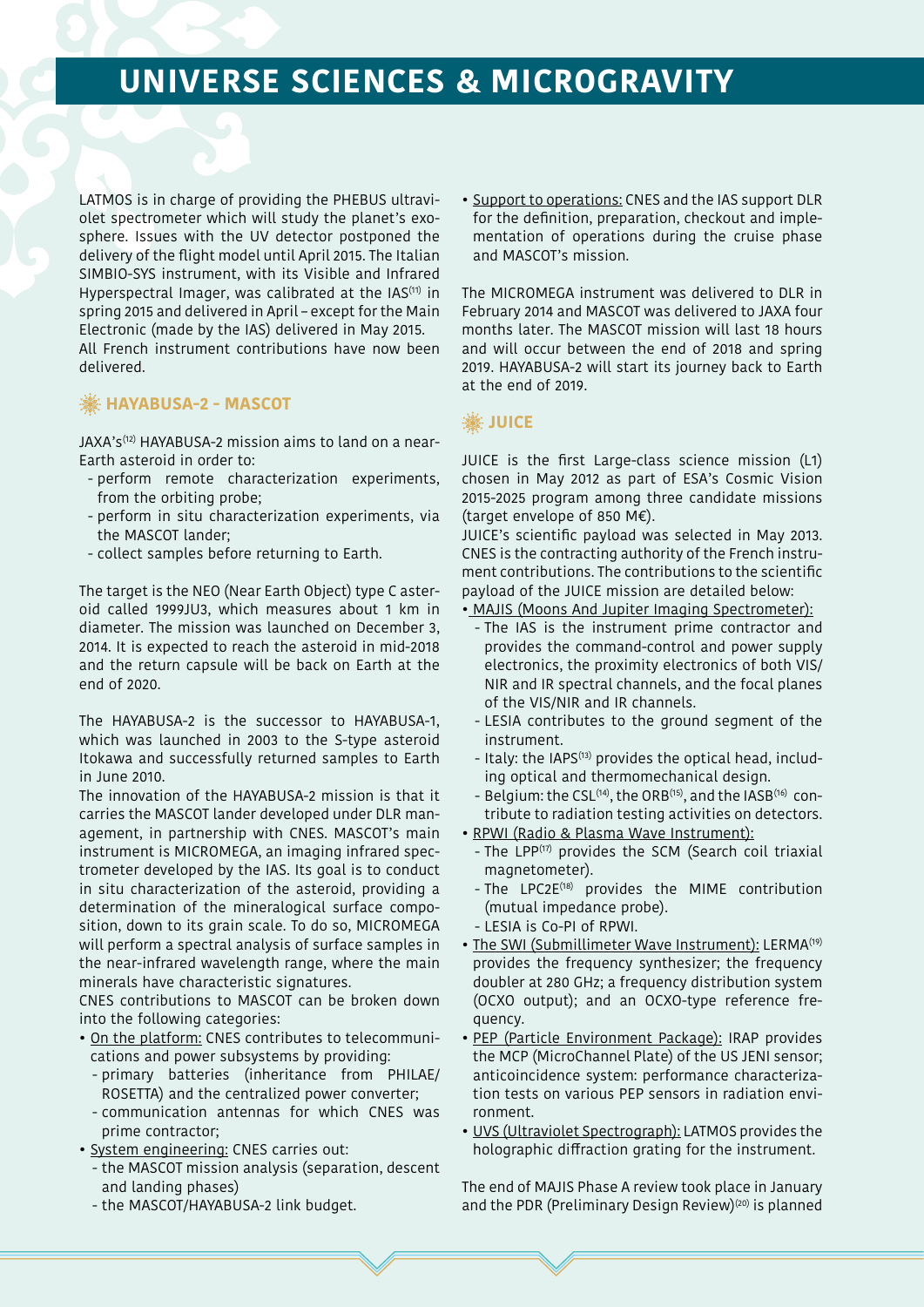# UNIVERSE SCIENCES & MICROGRAVITY

LATMOS is in charge of providing the PHEBUS ultraviolet spectrometer which will study the planet's exosphere. Issues with the UV detector postponed the delivery of the flight model until April 2015. The Italian SIMBIO-SYS instrument, with its Visible and Infrared Hyperspectral Imager, was calibrated at the IAS[11] in spring 2015 and delivered in April – except for the Main Electronic (made by the IAS) delivered in May 2015.
All French instrument contributions have now been delivered.

## HAYABUSA-2 - MASCOT

JAXA's[12] HAYABUSA-2 mission aims to land on a near-Earth asteroid in order to:

- perform remote characterization experiments, from the orbiting probe;
- perform in situ characterization experiments, via the MASCOT lander;
- collect samples before returning to Earth.

The target is the NEO (Near Earth Object) type C asteroid called 1999JU3, which measures about 1 km in diameter. The mission was launched on December 3, 2014. It is expected to reach the asteroid in mid-2018 and the return capsule will be back on Earth at the end of 2020.

The HAYABUSA-2 is the successor to HAYABUSA-1, which was launched in 2003 to the S-type asteroid Itokawa and successfully returned samples to Earth in June 2010.
The innovation of the HAYABUSA-2 mission is that it carries the MASCOT lander developed under DLR management, in partnership with CNES. MASCOT's main instrument is MICROMEGA, an imaging infrared spectrometer developed by the IAS. Its goal is to conduct in situ characterization of the asteroid, providing a determination of the mineralogical surface composition, down to its grain scale. To do so, MICROMEGA will perform a spectral analysis of surface samples in the near-infrared wavelength range, where the main minerals have characteristic signatures.
CNES contributions to MASCOT can be broken down into the following categories:

- On the platform: CNES contributes to telecommunications and power subsystems by providing:
  - primary batteries (inheritance from PHILAE/ROSETTA) and the centralized power converter;
  - communication antennas for which CNES was prime contractor;
- System engineering: CNES carries out:
  - the MASCOT mission analysis (separation, descent and landing phases)
  - the MASCOT/HAYABUSA-2 link budget.
- Support to operations: CNES and the IAS support DLR for the definition, preparation, checkout and implementation of operations during the cruise phase and MASCOT's mission.

The MICROMEGA instrument was delivered to DLR in February 2014 and MASCOT was delivered to JAXA four months later. The MASCOT mission will last 18 hours and will occur between the end of 2018 and spring 2019. HAYABUSA-2 will start its journey back to Earth at the end of 2019.

## JUICE

JUICE is the first Large-class science mission (L1) chosen in May 2012 as part of ESA's Cosmic Vision 2015-2025 program among three candidate missions (target envelope of 850 M€).
JUICE's scientific payload was selected in May 2013. CNES is the contracting authority of the French instrument contributions. The contributions to the scientific payload of the JUICE mission are detailed below:

- MAJIS (Moons And Jupiter Imaging Spectrometer):
  - The IAS is the instrument prime contractor and provides the command-control and power supply electronics, the proximity electronics of both VIS/NIR and IR spectral channels, and the focal planes of the VIS/NIR and IR channels.
  - LESIA contributes to the ground segment of the instrument.
  - Italy: the IAPS[13] provides the optical head, including optical and thermomechanical design.
  - Belgium: the CSL[14], the ORB[15], and the IASB[16] contribute to radiation testing activities on detectors.
- RPWI (Radio & Plasma Wave Instrument):
  - The LPP[17] provides the SCM (Search coil triaxial magnetometer).
  - The LPC2E[18] provides the MIME contribution (mutual impedance probe).
  - LESIA is Co-PI of RPWI.
- The SWI (Submillimeter Wave Instrument): LERMA[19] provides the frequency synthesizer; the frequency doubler at 280 GHz; a frequency distribution system (OCXO output); and an OCXO-type reference frequency.
- PEP (Particle Environment Package): IRAP provides the MCP (MicroChannel Plate) of the US JENI sensor; anticoincidence system: performance characterization tests on various PEP sensors in radiation environment.
- UVS (Ultraviolet Spectrograph): LATMOS provides the holographic diffraction grating for the instrument.

The end of MAJIS Phase A review took place in January and the PDR (Preliminary Design Review)[20] is planned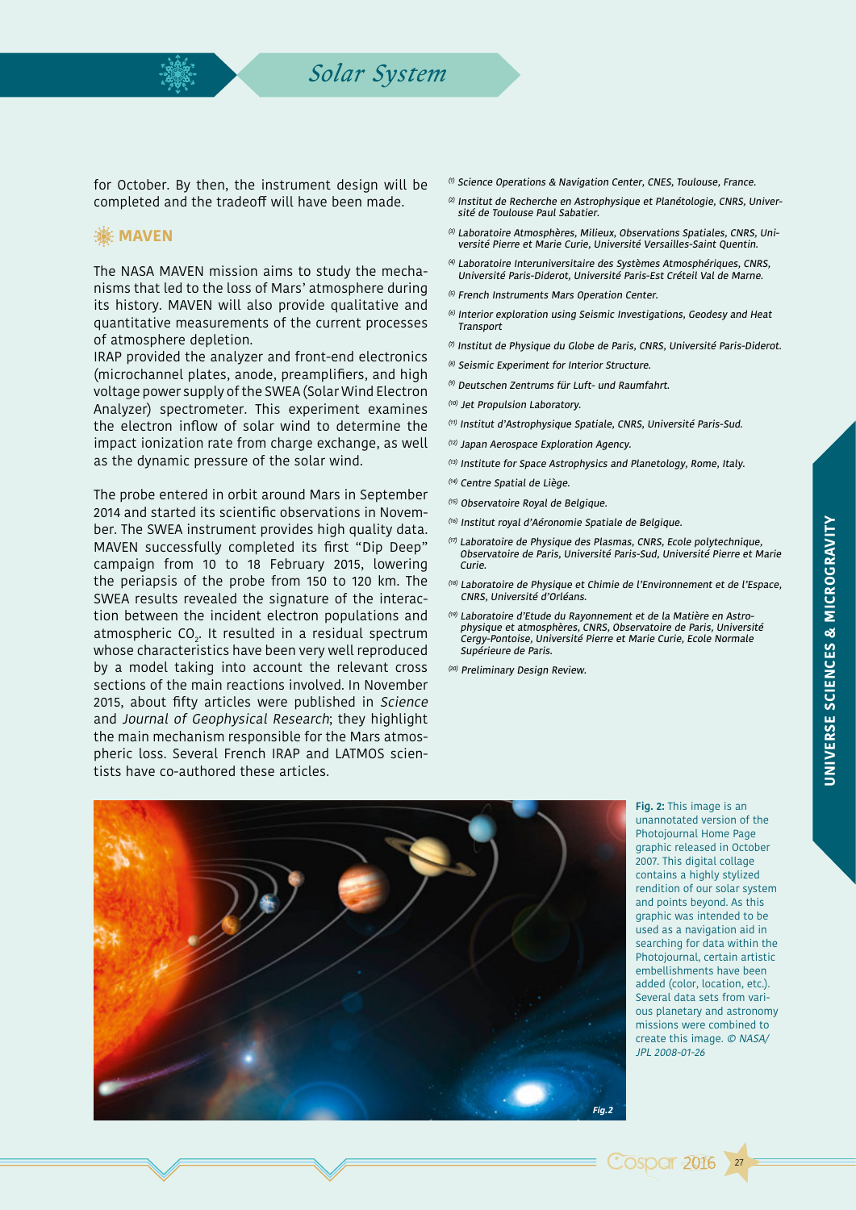for October. By then, the instrument design will be completed and the tradeoff will have been made.

## MAVEN

The NASA MAVEN mission aims to study the mechanisms that led to the loss of Mars' atmosphere during its history. MAVEN will also provide qualitative and quantitative measurements of the current processes of atmosphere depletion.

IRAP provided the analyzer and front-end electronics (microchannel plates, anode, preamplifiers, and high voltage power supply of the SWEA (Solar Wind Electron Analyzer) spectrometer. This experiment examines the electron inflow of solar wind to determine the impact ionization rate from charge exchange, as well as the dynamic pressure of the solar wind.

The probe entered in orbit around Mars in September 2014 and started its scientific observations in November. The SWEA instrument provides high quality data. MAVEN successfully completed its first "Dip Deep" campaign from 10 to 18 February 2015, lowering the periapsis of the probe from 150 to 120 km. The SWEA results revealed the signature of the interaction between the incident electron populations and atmospheric $CO_2$. It resulted in a residual spectrum whose characteristics have been very well reproduced by a model taking into account the relevant cross sections of the main reactions involved. In November 2015, about fifty articles were published in *Science* and *Journal of Geophysical Research*; they highlight the main mechanism responsible for the Mars atmospheric loss. Several French IRAP and LATMOS scientists have co-authored these articles.

*[1] Science Operations & Navigation Center, CNES, Toulouse, France.*

*[2] Institut de Recherche en Astrophysique et Planétologie, CNRS, Université de Toulouse Paul Sabatier.*

*[3] Laboratoire Atmosphères, Milieux, Observations Spatiales, CNRS, Université Pierre et Marie Curie, Université Versailles-Saint Quentin.*

*[4] Laboratoire Interuniversitaire des Systèmes Atmosphériques, CNRS, Université Paris-Diderot, Université Paris-Est Créteil Val de Marne.*

*[5] French Instruments Mars Operation Center.*

*[6] Interior exploration using Seismic Investigations, Geodesy and Heat Transport*

*[7] Institut de Physique du Globe de Paris, CNRS, Université Paris-Diderot.*

*[8] Seismic Experiment for Interior Structure.*

*[9] Deutschen Zentrums für Luft- und Raumfahrt.*

*[10] Jet Propulsion Laboratory.*

*[11] Institut d'Astrophysique Spatiale, CNRS, Université Paris-Sud.*

*[12] Japan Aerospace Exploration Agency.*

*[13] Institute for Space Astrophysics and Planetology, Rome, Italy.*

*[14] Centre Spatial de Liège.*

*[15] Observatoire Royal de Belgique.*

*[16] Institut royal d'Aéronomie Spatiale de Belgique.*

*[17] Laboratoire de Physique des Plasmas, CNRS, Ecole polytechnique, Observatoire de Paris, Université Paris-Sud, Université Pierre et Marie Curie.*

*[18] Laboratoire de Physique et Chimie de l'Environnement et de l'Espace, CNRS, Université d'Orléans.*

*[19] Laboratoire d'Etude du Rayonnement et de la Matière en Astrophysique et atmosphères, CNRS, Observatoire de Paris, Université Cergy-Pontoise, Université Pierre et Marie Curie, Ecole Normale Supérieure de Paris.*

*[20] Preliminary Design Review.*

**Fig. 2:** This image is an unannotated version of the Photojournal Home Page graphic released in October 2007. This digital collage contains a highly stylized rendition of our solar system and points beyond. As this graphic was intended to be used as a navigation aid in searching for data within the Photojournal, certain artistic embellishments have been added (color, location, etc.). Several data sets from various planetary and astronomy missions were combined to create this image. *© NASA/JPL 2008-01-26*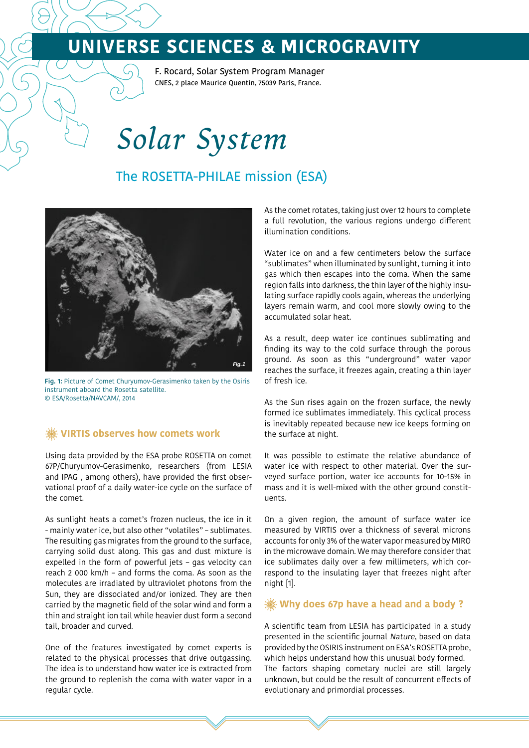# UNIVERSE SCIENCES & MICROGRAVITY

F. Rocard, Solar System Program Manager
CNES, 2 place Maurice Quentin, 75039 Paris, France.

# *Solar System*

## The ROSETTA-PHILAE mission (ESA)

**Fig. 1:** Picture of Comet Churyumov-Gerasimenko taken by the Osiris instrument aboard the Rosetta satellite.
© ESA/Rosetta/NAVCAM/, 2014

### VIRTIS observes how comets work

Using data provided by the ESA probe ROSETTA on comet 67P/Churyumov-Gerasimenko, researchers (from LESIA and IPAG , among others), have provided the first observational proof of a daily water-ice cycle on the surface of the comet.

As sunlight heats a comet's frozen nucleus, the ice in it - mainly water ice, but also other "volatiles" – sublimates. The resulting gas migrates from the ground to the surface, carrying solid dust along. This gas and dust mixture is expelled in the form of powerful jets – gas velocity can reach 2 000 km/h – and forms the coma. As soon as the molecules are irradiated by ultraviolet photons from the Sun, they are dissociated and/or ionized. They are then carried by the magnetic field of the solar wind and form a thin and straight ion tail while heavier dust form a second tail, broader and curved.

One of the features investigated by comet experts is related to the physical processes that drive outgassing. The idea is to understand how water ice is extracted from the ground to replenish the coma with water vapor in a regular cycle.

As the comet rotates, taking just over 12 hours to complete a full revolution, the various regions undergo different illumination conditions.

Water ice on and a few centimeters below the surface "sublimates" when illuminated by sunlight, turning it into gas which then escapes into the coma. When the same region falls into darkness, the thin layer of the highly insulating surface rapidly cools again, whereas the underlying layers remain warm, and cool more slowly owing to the accumulated solar heat.

As a result, deep water ice continues sublimating and finding its way to the cold surface through the porous ground. As soon as this "underground" water vapor reaches the surface, it freezes again, creating a thin layer of fresh ice.

As the Sun rises again on the frozen surface, the newly formed ice sublimates immediately. This cyclical process is inevitably repeated because new ice keeps forming on the surface at night.

It was possible to estimate the relative abundance of water ice with respect to other material. Over the surveyed surface portion, water ice accounts for 10-15% in mass and it is well-mixed with the other ground constituents.

On a given region, the amount of surface water ice measured by VIRTIS over a thickness of several microns accounts for only 3% of the water vapor measured by MIRO in the microwave domain. We may therefore consider that ice sublimates daily over a few millimeters, which correspond to the insulating layer that freezes night after night [1].

### Why does 67p have a head and a body ?

A scientific team from LESIA has participated in a study presented in the scientific journal *Nature*, based on data provided by the OSIRIS instrument on ESA's ROSETTA probe, which helps understand how this unusual body formed. The factors shaping cometary nuclei are still largely unknown, but could be the result of concurrent effects of evolutionary and primordial processes.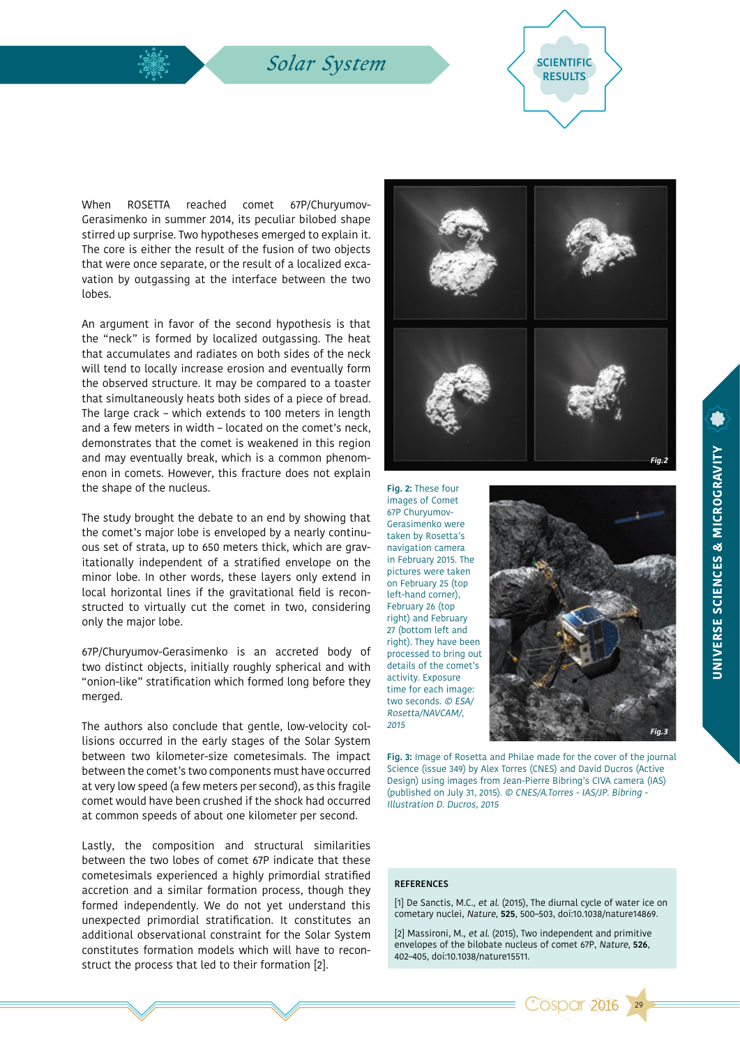When ROSETTA reached comet 67P/Churyumov-Gerasimenko in summer 2014, its peculiar bilobed shape stirred up surprise. Two hypotheses emerged to explain it. The core is either the result of the fusion of two objects that were once separate, or the result of a localized excavation by outgassing at the interface between the two lobes.

An argument in favor of the second hypothesis is that the "neck" is formed by localized outgassing. The heat that accumulates and radiates on both sides of the neck will tend to locally increase erosion and eventually form the observed structure. It may be compared to a toaster that simultaneously heats both sides of a piece of bread. The large crack – which extends to 100 meters in length and a few meters in width – located on the comet's neck, demonstrates that the comet is weakened in this region and may eventually break, which is a common phenomenon in comets. However, this fracture does not explain the shape of the nucleus.

The study brought the debate to an end by showing that the comet's major lobe is enveloped by a nearly continuous set of strata, up to 650 meters thick, which are gravitationally independent of a stratified envelope on the minor lobe. In other words, these layers only extend in local horizontal lines if the gravitational field is reconstructed to virtually cut the comet in two, considering only the major lobe.

67P/Churyumov-Gerasimenko is an accreted body of two distinct objects, initially roughly spherical and with "onion-like" stratification which formed long before they merged.

The authors also conclude that gentle, low-velocity collisions occurred in the early stages of the Solar System between two kilometer-size cometesimals. The impact between the comet's two components must have occurred at very low speed (a few meters per second), as this fragile comet would have been crushed if the shock had occurred at common speeds of about one kilometer per second.

Lastly, the composition and structural similarities between the two lobes of comet 67P indicate that these cometesimals experienced a highly primordial stratified accretion and a similar formation process, though they formed independently. We do not yet understand this unexpected primordial stratification. It constitutes an additional observational constraint for the Solar System constitutes formation models which will have to reconstruct the process that led to their formation [2].

**Fig. 2:** These four images of Comet 67P Churyumov-Gerasimenko were taken by Rosetta's navigation camera in February 2015. The pictures were taken on February 25 (top left-hand corner), February 26 (top right) and February 27 (bottom left and right). They have been processed to bring out details of the comet's activity. Exposure time for each image: two seconds. *© ESA/Rosetta/NAVCAM/, 2015*

**Fig. 3:** Image of Rosetta and Philae made for the cover of the journal Science (issue 349) by Alex Torres (CNES) and David Ducros (Active Design) using images from Jean-Pierre Bibring's CIVA camera (IAS) (published on July 31, 2015). *© CNES/A.Torres - IAS/JP. Bibring - Illustration D. Ducros, 2015*

**REFERENCES**

[1] De Sanctis, M.C., *et al.* (2015), The diurnal cycle of water ice on cometary nuclei, *Nature*, **525**, 500–503, doi:10.1038/nature14869.

[2] Massironi, M., *et al.* (2015), Two independent and primitive envelopes of the bilobate nucleus of comet 67P, *Nature*, **526**, 402–405, doi:10.1038/nature15511.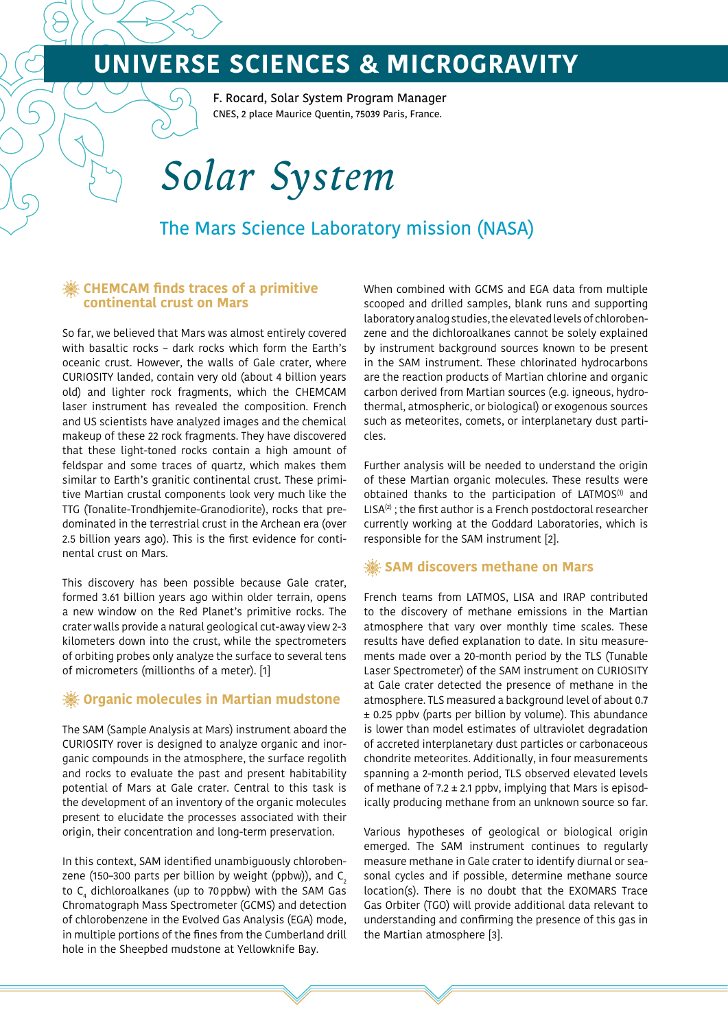# UNIVERSE SCIENCES & MICROGRAVITY

F. Rocard, Solar System Program Manager
CNES, 2 place Maurice Quentin, 75039 Paris, France.

# *Solar System*

## The Mars Science Laboratory mission (NASA)

### CHEMCAM finds traces of a primitive continental crust on Mars

So far, we believed that Mars was almost entirely covered with basaltic rocks – dark rocks which form the Earth's oceanic crust. However, the walls of Gale crater, where CURIOSITY landed, contain very old (about 4 billion years old) and lighter rock fragments, which the CHEMCAM laser instrument has revealed the composition. French and US scientists have analyzed images and the chemical makeup of these 22 rock fragments. They have discovered that these light-toned rocks contain a high amount of feldspar and some traces of quartz, which makes them similar to Earth's granitic continental crust. These primitive Martian crustal components look very much like the TTG (Tonalite-Trondhjemite-Granodiorite), rocks that predominated in the terrestrial crust in the Archean era (over 2.5 billion years ago). This is the first evidence for continental crust on Mars.

This discovery has been possible because Gale crater, formed 3.61 billion years ago within older terrain, opens a new window on the Red Planet's primitive rocks. The crater walls provide a natural geological cut-away view 2-3 kilometers down into the crust, while the spectrometers of orbiting probes only analyze the surface to several tens of micrometers (millionths of a meter). [1]

### Organic molecules in Martian mudstone

The SAM (Sample Analysis at Mars) instrument aboard the CURIOSITY rover is designed to analyze organic and inorganic compounds in the atmosphere, the surface regolith and rocks to evaluate the past and present habitability potential of Mars at Gale crater. Central to this task is the development of an inventory of the organic molecules present to elucidate the processes associated with their origin, their concentration and long-term preservation.

In this context, SAM identified unambiguously chlorobenzene (150–300 parts per billion by weight (ppbw)), and $C_2$ to $C_4$ dichloroalkanes (up to 70 ppbw) with the SAM Gas Chromatograph Mass Spectrometer (GCMS) and detection of chlorobenzene in the Evolved Gas Analysis (EGA) mode, in multiple portions of the fines from the Cumberland drill hole in the Sheepbed mudstone at Yellowknife Bay.

When combined with GCMS and EGA data from multiple scooped and drilled samples, blank runs and supporting laboratory analog studies, the elevated levels of chlorobenzene and the dichloroalkanes cannot be solely explained by instrument background sources known to be present in the SAM instrument. These chlorinated hydrocarbons are the reaction products of Martian chlorine and organic carbon derived from Martian sources (e.g. igneous, hydrothermal, atmospheric, or biological) or exogenous sources such as meteorites, comets, or interplanetary dust particles.

Further analysis will be needed to understand the origin of these Martian organic molecules. These results were obtained thanks to the participation of LATMOS(1) and LISA(2) ; the first author is a French postdoctoral researcher currently working at the Goddard Laboratories, which is responsible for the SAM instrument [2].

### SAM discovers methane on Mars

French teams from LATMOS, LISA and IRAP contributed to the discovery of methane emissions in the Martian atmosphere that vary over monthly time scales. These results have defied explanation to date. In situ measurements made over a 20-month period by the TLS (Tunable Laser Spectrometer) of the SAM instrument on CURIOSITY at Gale crater detected the presence of methane in the atmosphere. TLS measured a background level of about 0.7 ± 0.25 ppbv (parts per billion by volume). This abundance is lower than model estimates of ultraviolet degradation of accreted interplanetary dust particles or carbonaceous chondrite meteorites. Additionally, in four measurements spanning a 2-month period, TLS observed elevated levels of methane of 7.2 ± 2.1 ppbv, implying that Mars is episodically producing methane from an unknown source so far.

Various hypotheses of geological or biological origin emerged. The SAM instrument continues to regularly measure methane in Gale crater to identify diurnal or seasonal cycles and if possible, determine methane source location(s). There is no doubt that the EXOMARS Trace Gas Orbiter (TGO) will provide additional data relevant to understanding and confirming the presence of this gas in the Martian atmosphere [3].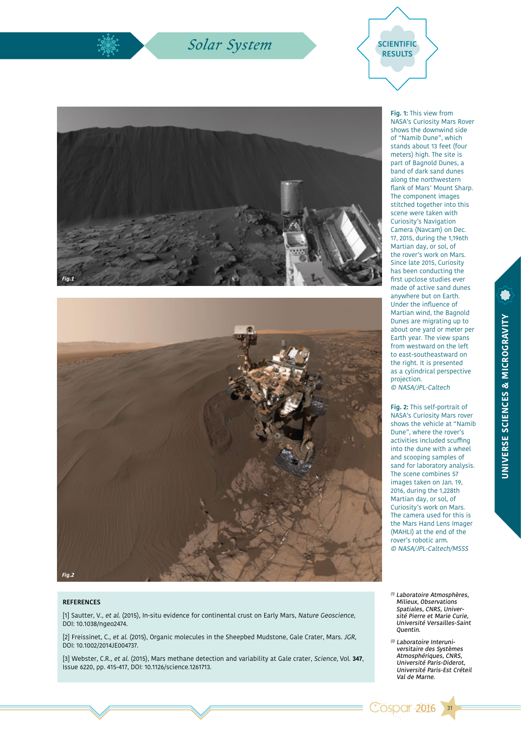**Fig. 1:** This view from NASA's Curiosity Mars Rover shows the downwind side of "Namib Dune", which stands about 13 feet (four meters) high. The site is part of Bagnold Dunes, a band of dark sand dunes along the northwestern flank of Mars' Mount Sharp. The component images stitched together into this scene were taken with Curiosity's Navigation Camera (Navcam) on Dec. 17, 2015, during the 1,196th Martian day, or sol, of the rover's work on Mars. Since late 2015, Curiosity has been conducting the first upclose studies ever made of active sand dunes anywhere but on Earth. Under the influence of Martian wind, the Bagnold Dunes are migrating up to about one yard or meter per Earth year. The view spans from westward on the left to east-southeastward on the right. It is presented as a cylindrical perspective projection.
*© NASA/JPL-Caltech*

**Fig. 2:** This self-portrait of NASA's Curiosity Mars rover shows the vehicle at "Namib Dune", where the rover's activities included scuffing into the dune with a wheel and scooping samples of sand for laboratory analysis. The scene combines 57 images taken on Jan. 19, 2016, during the 1,228th Martian day, or sol, of Curiosity's work on Mars. The camera used for this is the Mars Hand Lens Imager (MAHLI) at the end of the rover's robotic arm.
*© NASA/JPL-Caltech/MSSS*

**REFERENCES**

[1] Sautter, V., *et al.* (2015), In-situ evidence for continental crust on Early Mars, *Nature Geoscience*, DOI: 10.1038/ngeo2474.

[2] Freissinet, C., *et al.* (2015), Organic molecules in the Sheepbed Mudstone, Gale Crater, Mars. *JGR*, DOI: 10.1002/2014JE004737.

[3] Webster, C.R., *et al.* (2015), Mars methane detection and variability at Gale crater, *Science*, Vol. **347**, Issue 6220, pp. 415-417, DOI: 10.1126/science.1261713.

[1] *Laboratoire Atmosphères, Milieux, Observations Spatiales, CNRS, Université Pierre et Marie Curie, Université Versailles-Saint Quentin.*

[2] *Laboratoire Interuniversitaire des Systèmes Atmosphériques, CNRS, Université Paris-Diderot, Université Paris-Est Créteil Val de Marne.*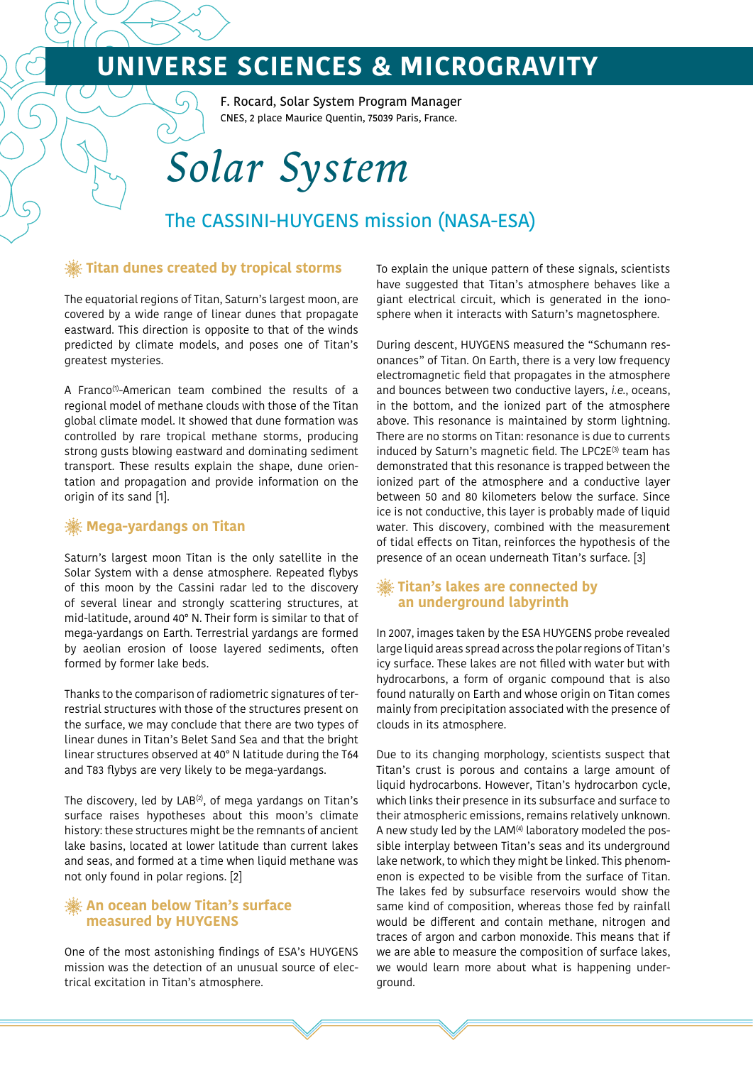# UNIVERSE SCIENCES & MICROGRAVITY

F. Rocard, Solar System Program Manager
CNES, 2 place Maurice Quentin, 75039 Paris, France.

# Solar System

## The CASSINI-HUYGENS mission (NASA-ESA)

### Titan dunes created by tropical storms

The equatorial regions of Titan, Saturn's largest moon, are covered by a wide range of linear dunes that propagate eastward. This direction is opposite to that of the winds predicted by climate models, and poses one of Titan's greatest mysteries.

A Franco[1]-American team combined the results of a regional model of methane clouds with those of the Titan global climate model. It showed that dune formation was controlled by rare tropical methane storms, producing strong gusts blowing eastward and dominating sediment transport. These results explain the shape, dune orientation and propagation and provide information on the origin of its sand [1].

### Mega-yardangs on Titan

Saturn's largest moon Titan is the only satellite in the Solar System with a dense atmosphere. Repeated flybys of this moon by the Cassini radar led to the discovery of several linear and strongly scattering structures, at mid-latitude, around 40° N. Their form is similar to that of mega-yardangs on Earth. Terrestrial yardangs are formed by aeolian erosion of loose layered sediments, often formed by former lake beds.

Thanks to the comparison of radiometric signatures of terrestrial structures with those of the structures present on the surface, we may conclude that there are two types of linear dunes in Titan's Belet Sand Sea and that the bright linear structures observed at 40° N latitude during the T64 and T83 flybys are very likely to be mega-yardangs.

The discovery, led by LAB[2], of mega yardangs on Titan's surface raises hypotheses about this moon's climate history: these structures might be the remnants of ancient lake basins, located at lower latitude than current lakes and seas, and formed at a time when liquid methane was not only found in polar regions. [2]

### An ocean below Titan's surface measured by HUYGENS

One of the most astonishing findings of ESA's HUYGENS mission was the detection of an unusual source of electrical excitation in Titan's atmosphere.

To explain the unique pattern of these signals, scientists have suggested that Titan's atmosphere behaves like a giant electrical circuit, which is generated in the ionosphere when it interacts with Saturn's magnetosphere.

During descent, HUYGENS measured the "Schumann resonances" of Titan. On Earth, there is a very low frequency electromagnetic field that propagates in the atmosphere and bounces between two conductive layers, *i.e.*, oceans, in the bottom, and the ionized part of the atmosphere above. This resonance is maintained by storm lightning. There are no storms on Titan: resonance is due to currents induced by Saturn's magnetic field. The LPC2E[3] team has demonstrated that this resonance is trapped between the ionized part of the atmosphere and a conductive layer between 50 and 80 kilometers below the surface. Since ice is not conductive, this layer is probably made of liquid water. This discovery, combined with the measurement of tidal effects on Titan, reinforces the hypothesis of the presence of an ocean underneath Titan's surface. [3]

### Titan's lakes are connected by an underground labyrinth

In 2007, images taken by the ESA HUYGENS probe revealed large liquid areas spread across the polar regions of Titan's icy surface. These lakes are not filled with water but with hydrocarbons, a form of organic compound that is also found naturally on Earth and whose origin on Titan comes mainly from precipitation associated with the presence of clouds in its atmosphere.

Due to its changing morphology, scientists suspect that Titan's crust is porous and contains a large amount of liquid hydrocarbons. However, Titan's hydrocarbon cycle, which links their presence in its subsurface and surface to their atmospheric emissions, remains relatively unknown. A new study led by the LAM[4] laboratory modeled the possible interplay between Titan's seas and its underground lake network, to which they might be linked. This phenomenon is expected to be visible from the surface of Titan. The lakes fed by subsurface reservoirs would show the same kind of composition, whereas those fed by rainfall would be different and contain methane, nitrogen and traces of argon and carbon monoxide. This means that if we are able to measure the composition of surface lakes, we would learn more about what is happening underground.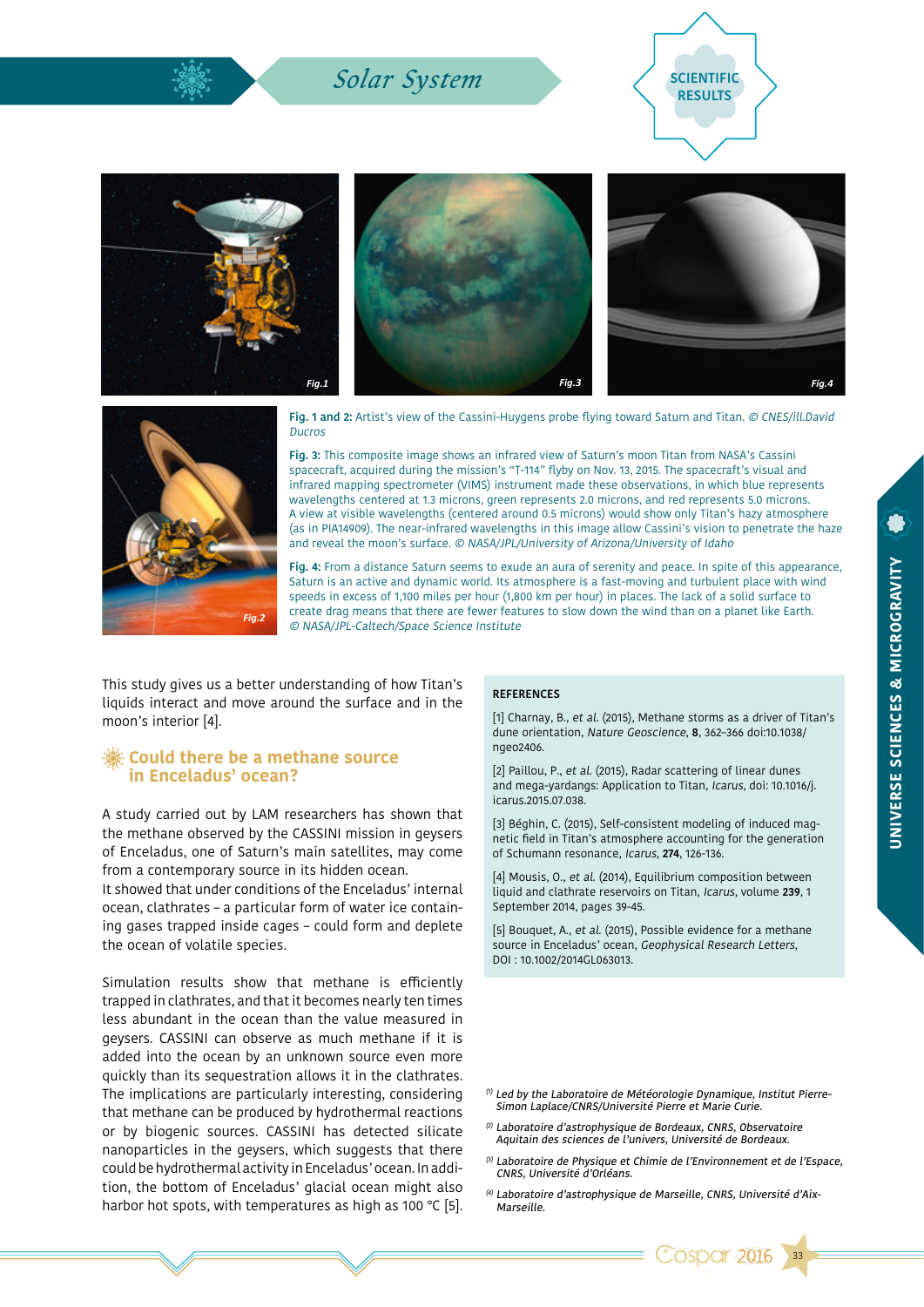**Fig. 1 and 2:** Artist's view of the Cassini-Huygens probe flying toward Saturn and Titan. *© CNES/ill.David Ducros*

**Fig. 3:** This composite image shows an infrared view of Saturn's moon Titan from NASA's Cassini spacecraft, acquired during the mission's "T-114" flyby on Nov. 13, 2015. The spacecraft's visual and infrared mapping spectrometer (VIMS) instrument made these observations, in which blue represents wavelengths centered at 1.3 microns, green represents 2.0 microns, and red represents 5.0 microns. A view at visible wavelengths (centered around 0.5 microns) would show only Titan's hazy atmosphere (as in PIA14909). The near-infrared wavelengths in this image allow Cassini's vision to penetrate the haze and reveal the moon's surface. *© NASA/JPL/University of Arizona/University of Idaho*

**Fig. 4:** From a distance Saturn seems to exude an aura of serenity and peace. In spite of this appearance, Saturn is an active and dynamic world. Its atmosphere is a fast-moving and turbulent place with wind speeds in excess of 1,100 miles per hour (1,800 km per hour) in places. The lack of a solid surface to create drag means that there are fewer features to slow down the wind than on a planet like Earth. *© NASA/JPL-Caltech/Space Science Institute*

This study gives us a better understanding of how Titan's liquids interact and move around the surface and in the moon's interior [4].

## Could there be a methane source in Enceladus' ocean?

A study carried out by LAM researchers has shown that the methane observed by the CASSINI mission in geysers of Enceladus, one of Saturn's main satellites, may come from a contemporary source in its hidden ocean.
It showed that under conditions of the Enceladus' internal ocean, clathrates – a particular form of water ice containing gases trapped inside cages – could form and deplete the ocean of volatile species.

Simulation results show that methane is efficiently trapped in clathrates, and that it becomes nearly ten times less abundant in the ocean than the value measured in geysers. CASSINI can observe as much methane if it is added into the ocean by an unknown source even more quickly than its sequestration allows it in the clathrates. The implications are particularly interesting, considering that methane can be produced by hydrothermal reactions or by biogenic sources. CASSINI has detected silicate nanoparticles in the geysers, which suggests that there could be hydrothermal activity in Enceladus' ocean. In addition, the bottom of Enceladus' glacial ocean might also harbor hot spots, with temperatures as high as 100 °C [5].

### REFERENCES

[1] Charnay, B., *et al.* (2015), Methane storms as a driver of Titan's dune orientation, *Nature Geoscience*, **8**, 362–366 doi:10.1038/ngeo2406.

[2] Paillou, P., *et al.* (2015), Radar scattering of linear dunes and mega-yardangs: Application to Titan, *Icarus*, doi: 10.1016/j.icarus.2015.07.038.

[3] Béghin, C. (2015), Self-consistent modeling of induced magnetic field in Titan's atmosphere accounting for the generation of Schumann resonance, *Icarus*, **274**, 126-136.

[4] Mousis, O., *et al.* (2014), Equilibrium composition between liquid and clathrate reservoirs on Titan, *Icarus*, volume **239**, 1 September 2014, pages 39-45.

[5] Bouquet, A., *et al.* (2015), Possible evidence for a methane source in Enceladus' ocean, *Geophysical Research Letters*, DOI : 10.1002/2014GL063013.

[1] *Led by the Laboratoire de Météorologie Dynamique, Institut Pierre-Simon Laplace/CNRS/Université Pierre et Marie Curie.*

[2] *Laboratoire d'astrophysique de Bordeaux, CNRS, Observatoire Aquitain des sciences de l'univers, Université de Bordeaux.*

[3] *Laboratoire de Physique et Chimie de l'Environnement et de l'Espace, CNRS, Université d'Orléans.*

[4] *Laboratoire d'astrophysique de Marseille, CNRS, Université d'Aix-Marseille.*